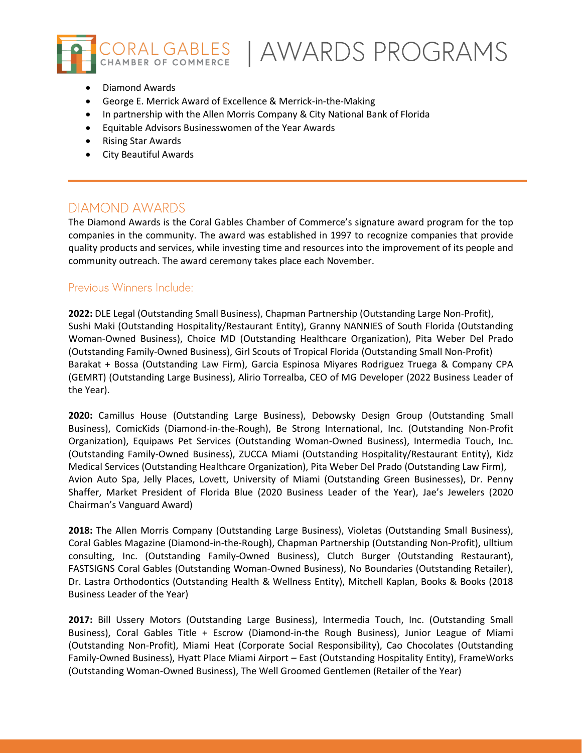# CORAL GABLES CHAMBER OF COMMERCE | AWARDS PROGRAMS

- Diamond Awards
- George E. Merrick Award of Excellence & Merrick-in-the-Making
- In partnership with the Allen Morris Company & City National Bank of Florida
- Equitable Advisors Businesswomen of the Year Awards
- Rising Star Awards
- City Beautiful Awards

---

## DIAMOND AWARDS

The Diamond Awards is the Coral Gables Chamber of Commerce's signature award program for the top companies in the community. The award was established in 1997 to recognize companies that provide quality products and services, while investing time and resources into the improvement of its people and community outreach. The award ceremony takes place each November.

### Previous Winners Include:

**2022:** DLE Legal (Outstanding Small Business), Chapman Partnership (Outstanding Large Non-Profit), Sushi Maki (Outstanding Hospitality/Restaurant Entity), Granny NANNIES of South Florida (Outstanding Woman-Owned Business), Choice MD (Outstanding Healthcare Organization), Pita Weber Del Prado (Outstanding Family-Owned Business), Girl Scouts of Tropical Florida (Outstanding Small Non-Profit) Barakat + Bossa (Outstanding Law Firm), Garcia Espinosa Miyares Rodriguez Truega & Company CPA (GEMRT) (Outstanding Large Business), Alirio Torrealba, CEO of MG Developer (2022 Business Leader of the Year).

**2020:** Camillus House (Outstanding Large Business), Debowsky Design Group (Outstanding Small Business), ComicKids (Diamond-in-the-Rough), Be Strong International, Inc. (Outstanding Non-Profit Organization), Equipaws Pet Services (Outstanding Woman-Owned Business), Intermedia Touch, Inc. (Outstanding Family-Owned Business), ZUCCA Miami (Outstanding Hospitality/Restaurant Entity), Kidz Medical Services (Outstanding Healthcare Organization), Pita Weber Del Prado (Outstanding Law Firm), Avion Auto Spa, Jelly Places, Lovett, University of Miami (Outstanding Green Businesses), Dr. Penny Shaffer, Market President of Florida Blue (2020 Business Leader of the Year), Jae's Jewelers (2020 Chairman's Vanguard Award)

**2018:** The Allen Morris Company (Outstanding Large Business), Violetas (Outstanding Small Business), Coral Gables Magazine (Diamond-in-the-Rough), Chapman Partnership (Outstanding Non-Profit), ulltium consulting, Inc. (Outstanding Family-Owned Business), Clutch Burger (Outstanding Restaurant), FASTSIGNS Coral Gables (Outstanding Woman-Owned Business), No Boundaries (Outstanding Retailer), Dr. Lastra Orthodontics (Outstanding Health & Wellness Entity), Mitchell Kaplan, Books & Books (2018 Business Leader of the Year)

**2017:** Bill Ussery Motors (Outstanding Large Business), Intermedia Touch, Inc. (Outstanding Small Business), Coral Gables Title + Escrow (Diamond-in-the Rough Business), Junior League of Miami (Outstanding Non-Profit), Miami Heat (Corporate Social Responsibility), Cao Chocolates (Outstanding Family-Owned Business), Hyatt Place Miami Airport – East (Outstanding Hospitality Entity), FrameWorks (Outstanding Woman-Owned Business), The Well Groomed Gentlemen (Retailer of the Year)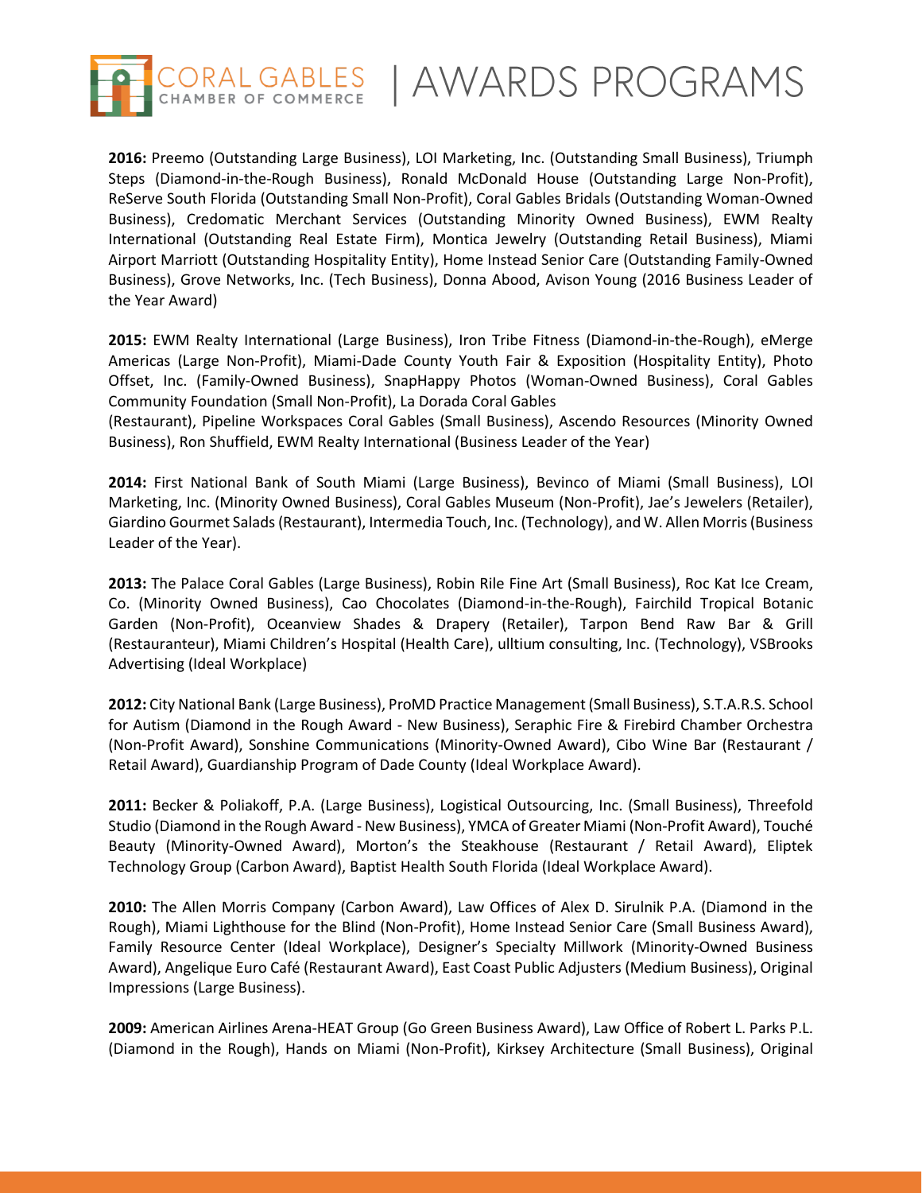**2016:** Preemo (Outstanding Large Business), LOI Marketing, Inc. (Outstanding Small Business), Triumph Steps (Diamond-in-the-Rough Business), Ronald McDonald House (Outstanding Large Non-Profit), ReServe South Florida (Outstanding Small Non-Profit), Coral Gables Bridals (Outstanding Woman-Owned Business), Credomatic Merchant Services (Outstanding Minority Owned Business), EWM Realty International (Outstanding Real Estate Firm), Montica Jewelry (Outstanding Retail Business), Miami Airport Marriott (Outstanding Hospitality Entity), Home Instead Senior Care (Outstanding Family-Owned Business), Grove Networks, Inc. (Tech Business), Donna Abood, Avison Young (2016 Business Leader of the Year Award)

**2015:** EWM Realty International (Large Business), Iron Tribe Fitness (Diamond-in-the-Rough), eMerge Americas (Large Non-Profit), Miami-Dade County Youth Fair & Exposition (Hospitality Entity), Photo Offset, Inc. (Family-Owned Business), SnapHappy Photos (Woman-Owned Business), Coral Gables Community Foundation (Small Non-Profit), La Dorada Coral Gables (Restaurant), Pipeline Workspaces Coral Gables (Small Business), Ascendo Resources (Minority Owned Business), Ron Shuffield, EWM Realty International (Business Leader of the Year)

**2014:** First National Bank of South Miami (Large Business), Bevinco of Miami (Small Business), LOI Marketing, Inc. (Minority Owned Business), Coral Gables Museum (Non-Profit), Jae's Jewelers (Retailer), Giardino Gourmet Salads (Restaurant), Intermedia Touch, Inc. (Technology), and W. Allen Morris (Business Leader of the Year).

**2013:** The Palace Coral Gables (Large Business), Robin Rile Fine Art (Small Business), Roc Kat Ice Cream, Co. (Minority Owned Business), Cao Chocolates (Diamond-in-the-Rough), Fairchild Tropical Botanic Garden (Non-Profit), Oceanview Shades & Drapery (Retailer), Tarpon Bend Raw Bar & Grill (Restauranteur), Miami Children's Hospital (Health Care), ulltium consulting, Inc. (Technology), VSBrooks Advertising (Ideal Workplace)

**2012:** City National Bank (Large Business), ProMD Practice Management (Small Business), S.T.A.R.S. School for Autism (Diamond in the Rough Award - New Business), Seraphic Fire & Firebird Chamber Orchestra (Non-Profit Award), Sonshine Communications (Minority-Owned Award), Cibo Wine Bar (Restaurant / Retail Award), Guardianship Program of Dade County (Ideal Workplace Award).

**2011:** Becker & Poliakoff, P.A. (Large Business), Logistical Outsourcing, Inc. (Small Business), Threefold Studio (Diamond in the Rough Award - New Business), YMCA of Greater Miami (Non-Profit Award), Touché Beauty (Minority-Owned Award), Morton's the Steakhouse (Restaurant / Retail Award), Eliptek Technology Group (Carbon Award), Baptist Health South Florida (Ideal Workplace Award).

**2010:** The Allen Morris Company (Carbon Award), Law Offices of Alex D. Sirulnik P.A. (Diamond in the Rough), Miami Lighthouse for the Blind (Non-Profit), Home Instead Senior Care (Small Business Award), Family Resource Center (Ideal Workplace), Designer's Specialty Millwork (Minority-Owned Business Award), Angelique Euro Café (Restaurant Award), East Coast Public Adjusters (Medium Business), Original Impressions (Large Business).

**2009:** American Airlines Arena-HEAT Group (Go Green Business Award), Law Office of Robert L. Parks P.L. (Diamond in the Rough), Hands on Miami (Non-Profit), Kirksey Architecture (Small Business), Original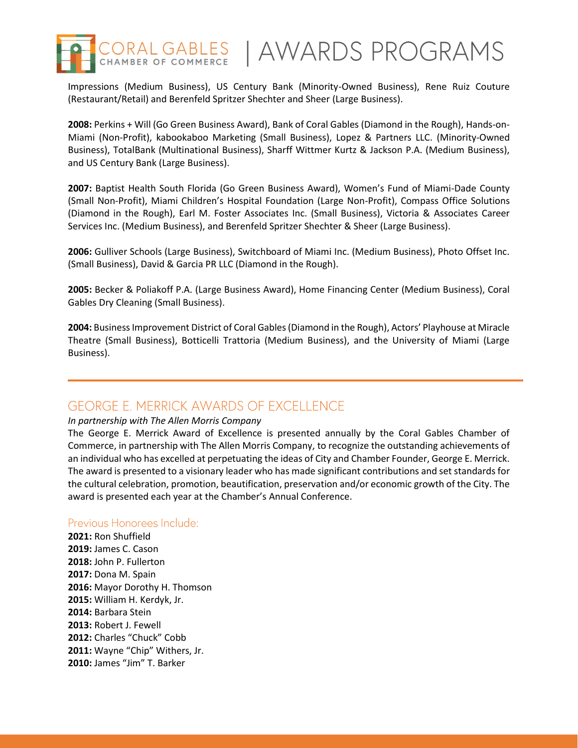Impressions (Medium Business), US Century Bank (Minority-Owned Business), Rene Ruiz Couture (Restaurant/Retail) and Berenfeld Spritzer Shechter and Sheer (Large Business).

**2008:** Perkins + Will (Go Green Business Award), Bank of Coral Gables (Diamond in the Rough), Hands-on-Miami (Non-Profit), kabookaboo Marketing (Small Business), Lopez & Partners LLC. (Minority-Owned Business), TotalBank (Multinational Business), Sharff Wittmer Kurtz & Jackson P.A. (Medium Business), and US Century Bank (Large Business).

**2007:** Baptist Health South Florida (Go Green Business Award), Women's Fund of Miami-Dade County (Small Non-Profit), Miami Children's Hospital Foundation (Large Non-Profit), Compass Office Solutions (Diamond in the Rough), Earl M. Foster Associates Inc. (Small Business), Victoria & Associates Career Services Inc. (Medium Business), and Berenfeld Spritzer Shechter & Sheer (Large Business).

**2006:** Gulliver Schools (Large Business), Switchboard of Miami Inc. (Medium Business), Photo Offset Inc. (Small Business), David & Garcia PR LLC (Diamond in the Rough).

**2005:** Becker & Poliakoff P.A. (Large Business Award), Home Financing Center (Medium Business), Coral Gables Dry Cleaning (Small Business).

**2004:** Business Improvement District of Coral Gables (Diamond in the Rough), Actors' Playhouse at Miracle Theatre (Small Business), Botticelli Trattoria (Medium Business), and the University of Miami (Large Business).

---

## GEORGE E. MERRICK AWARDS OF EXCELLENCE

*In partnership with The Allen Morris Company*

The George E. Merrick Award of Excellence is presented annually by the Coral Gables Chamber of Commerce, in partnership with The Allen Morris Company, to recognize the outstanding achievements of an individual who has excelled at perpetuating the ideas of City and Chamber Founder, George E. Merrick. The award is presented to a visionary leader who has made significant contributions and set standards for the cultural celebration, promotion, beautification, preservation and/or economic growth of the City. The award is presented each year at the Chamber's Annual Conference.

### Previous Honorees Include:

**2021:** Ron Shuffield
**2019:** James C. Cason
**2018:** John P. Fullerton
**2017:** Dona M. Spain
**2016:** Mayor Dorothy H. Thomson
**2015:** William H. Kerdyk, Jr.
**2014:** Barbara Stein
**2013:** Robert J. Fewell
**2012:** Charles "Chuck" Cobb
**2011:** Wayne "Chip" Withers, Jr.
**2010:** James "Jim" T. Barker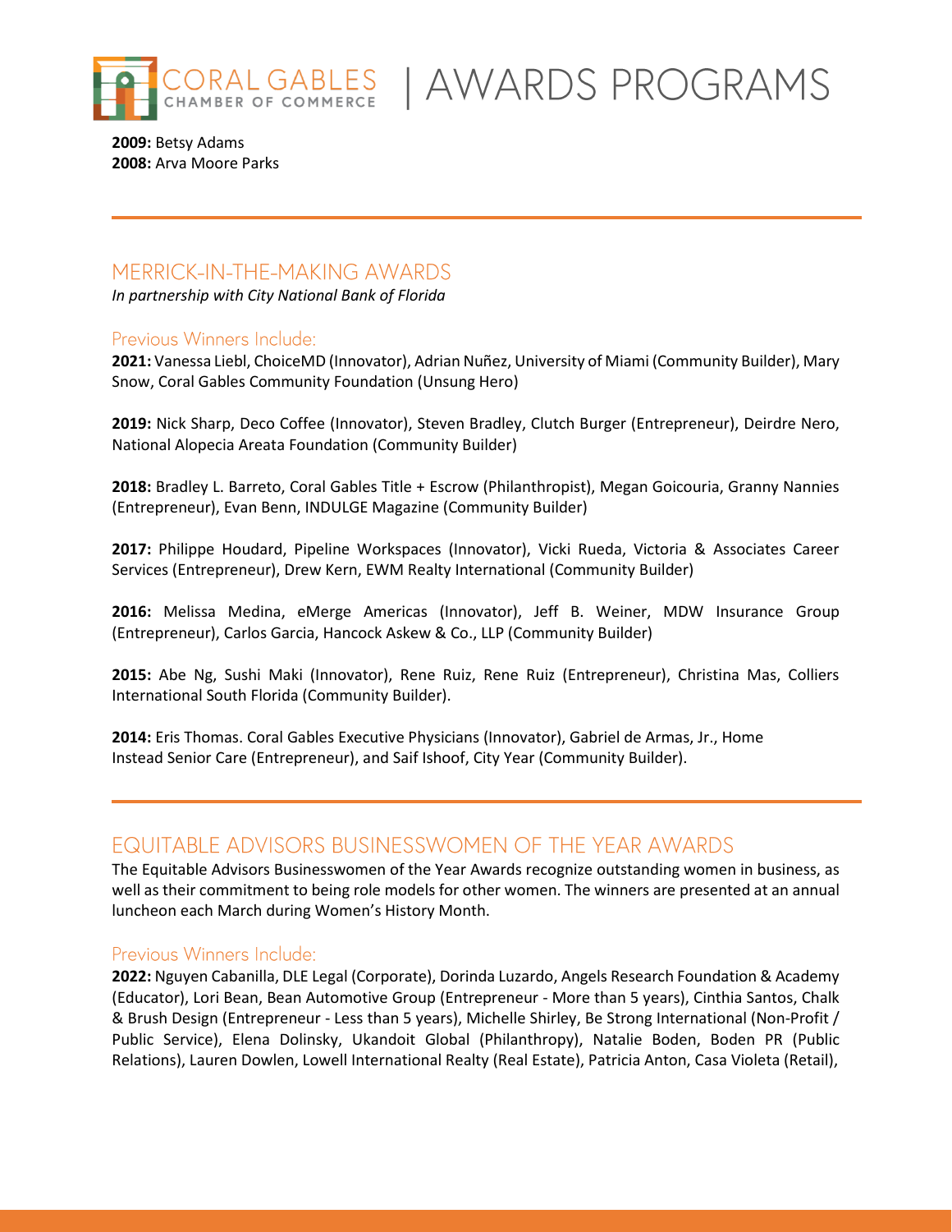**2009:** Betsy Adams
**2008:** Arva Moore Parks

## MERRICK-IN-THE-MAKING AWARDS

*In partnership with City National Bank of Florida*

### Previous Winners Include:

**2021:** Vanessa Liebl, ChoiceMD (Innovator), Adrian Nuñez, University of Miami (Community Builder), Mary Snow, Coral Gables Community Foundation (Unsung Hero)

**2019:** Nick Sharp, Deco Coffee (Innovator), Steven Bradley, Clutch Burger (Entrepreneur), Deirdre Nero, National Alopecia Areata Foundation (Community Builder)

**2018:** Bradley L. Barreto, Coral Gables Title + Escrow (Philanthropist), Megan Goicouria, Granny Nannies (Entrepreneur), Evan Benn, INDULGE Magazine (Community Builder)

**2017:** Philippe Houdard, Pipeline Workspaces (Innovator), Vicki Rueda, Victoria & Associates Career Services (Entrepreneur), Drew Kern, EWM Realty International (Community Builder)

**2016:** Melissa Medina, eMerge Americas (Innovator), Jeff B. Weiner, MDW Insurance Group (Entrepreneur), Carlos Garcia, Hancock Askew & Co., LLP (Community Builder)

**2015:** Abe Ng, Sushi Maki (Innovator), Rene Ruiz, Rene Ruiz (Entrepreneur), Christina Mas, Colliers International South Florida (Community Builder).

**2014:** Eris Thomas. Coral Gables Executive Physicians (Innovator), Gabriel de Armas, Jr., Home Instead Senior Care (Entrepreneur), and Saif Ishoof, City Year (Community Builder).

## EQUITABLE ADVISORS BUSINESSWOMEN OF THE YEAR AWARDS

The Equitable Advisors Businesswomen of the Year Awards recognize outstanding women in business, as well as their commitment to being role models for other women. The winners are presented at an annual luncheon each March during Women's History Month.

### Previous Winners Include:

**2022:** Nguyen Cabanilla, DLE Legal (Corporate), Dorinda Luzardo, Angels Research Foundation & Academy (Educator), Lori Bean, Bean Automotive Group (Entrepreneur - More than 5 years), Cinthia Santos, Chalk & Brush Design (Entrepreneur - Less than 5 years), Michelle Shirley, Be Strong International (Non-Profit / Public Service), Elena Dolinsky, Ukandoit Global (Philanthropy), Natalie Boden, Boden PR (Public Relations), Lauren Dowlen, Lowell International Realty (Real Estate), Patricia Anton, Casa Violeta (Retail),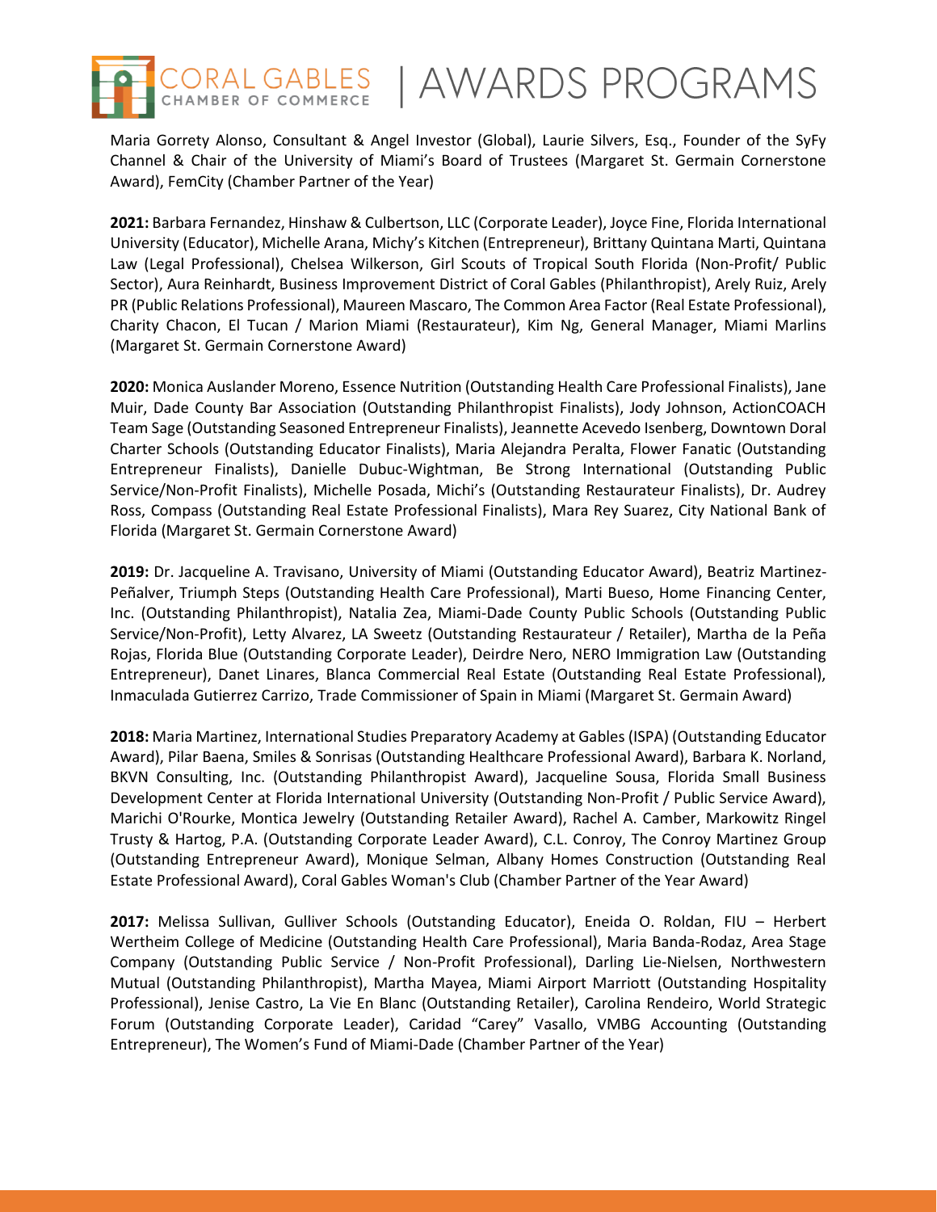Maria Gorrety Alonso, Consultant & Angel Investor (Global), Laurie Silvers, Esq., Founder of the SyFy Channel & Chair of the University of Miami's Board of Trustees (Margaret St. Germain Cornerstone Award), FemCity (Chamber Partner of the Year)

**2021:** Barbara Fernandez, Hinshaw & Culbertson, LLC (Corporate Leader), Joyce Fine, Florida International University (Educator), Michelle Arana, Michy's Kitchen (Entrepreneur), Brittany Quintana Marti, Quintana Law (Legal Professional), Chelsea Wilkerson, Girl Scouts of Tropical South Florida (Non-Profit/ Public Sector), Aura Reinhardt, Business Improvement District of Coral Gables (Philanthropist), Arely Ruiz, Arely PR (Public Relations Professional), Maureen Mascaro, The Common Area Factor (Real Estate Professional), Charity Chacon, El Tucan / Marion Miami (Restaurateur), Kim Ng, General Manager, Miami Marlins (Margaret St. Germain Cornerstone Award)

**2020:** Monica Auslander Moreno, Essence Nutrition (Outstanding Health Care Professional Finalists), Jane Muir, Dade County Bar Association (Outstanding Philanthropist Finalists), Jody Johnson, ActionCOACH Team Sage (Outstanding Seasoned Entrepreneur Finalists), Jeannette Acevedo Isenberg, Downtown Doral Charter Schools (Outstanding Educator Finalists), Maria Alejandra Peralta, Flower Fanatic (Outstanding Entrepreneur Finalists), Danielle Dubuc-Wightman, Be Strong International (Outstanding Public Service/Non-Profit Finalists), Michelle Posada, Michi's (Outstanding Restaurateur Finalists), Dr. Audrey Ross, Compass (Outstanding Real Estate Professional Finalists), Mara Rey Suarez, City National Bank of Florida (Margaret St. Germain Cornerstone Award)

**2019:** Dr. Jacqueline A. Travisano, University of Miami (Outstanding Educator Award), Beatriz Martinez-Peñalver, Triumph Steps (Outstanding Health Care Professional), Marti Bueso, Home Financing Center, Inc. (Outstanding Philanthropist), Natalia Zea, Miami-Dade County Public Schools (Outstanding Public Service/Non-Profit), Letty Alvarez, LA Sweetz (Outstanding Restaurateur / Retailer), Martha de la Peña Rojas, Florida Blue (Outstanding Corporate Leader), Deirdre Nero, NERO Immigration Law (Outstanding Entrepreneur), Danet Linares, Blanca Commercial Real Estate (Outstanding Real Estate Professional), Inmaculada Gutierrez Carrizo, Trade Commissioner of Spain in Miami (Margaret St. Germain Award)

**2018:** Maria Martinez, International Studies Preparatory Academy at Gables (ISPA) (Outstanding Educator Award), Pilar Baena, Smiles & Sonrisas (Outstanding Healthcare Professional Award), Barbara K. Norland, BKVN Consulting, Inc. (Outstanding Philanthropist Award), Jacqueline Sousa, Florida Small Business Development Center at Florida International University (Outstanding Non-Profit / Public Service Award), Marichi O'Rourke, Montica Jewelry (Outstanding Retailer Award), Rachel A. Camber, Markowitz Ringel Trusty & Hartog, P.A. (Outstanding Corporate Leader Award), C.L. Conroy, The Conroy Martinez Group (Outstanding Entrepreneur Award), Monique Selman, Albany Homes Construction (Outstanding Real Estate Professional Award), Coral Gables Woman's Club (Chamber Partner of the Year Award)

**2017:** Melissa Sullivan, Gulliver Schools (Outstanding Educator), Eneida O. Roldan, FIU – Herbert Wertheim College of Medicine (Outstanding Health Care Professional), Maria Banda-Rodaz, Area Stage Company (Outstanding Public Service / Non-Profit Professional), Darling Lie-Nielsen, Northwestern Mutual (Outstanding Philanthropist), Martha Mayea, Miami Airport Marriott (Outstanding Hospitality Professional), Jenise Castro, La Vie En Blanc (Outstanding Retailer), Carolina Rendeiro, World Strategic Forum (Outstanding Corporate Leader), Caridad "Carey" Vasallo, VMBG Accounting (Outstanding Entrepreneur), The Women's Fund of Miami-Dade (Chamber Partner of the Year)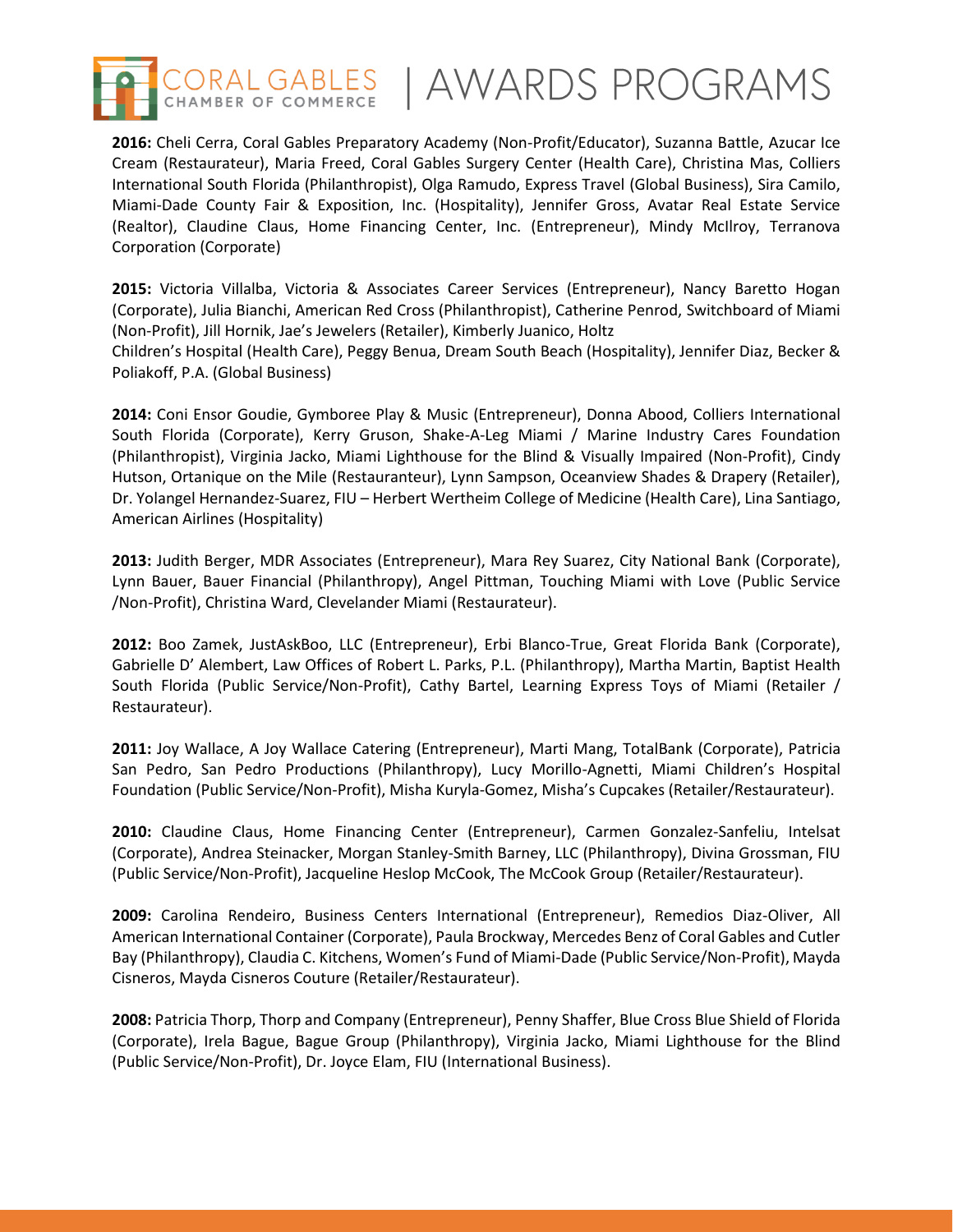**2016:** Cheli Cerra, Coral Gables Preparatory Academy (Non-Profit/Educator), Suzanna Battle, Azucar Ice Cream (Restaurateur), Maria Freed, Coral Gables Surgery Center (Health Care), Christina Mas, Colliers International South Florida (Philanthropist), Olga Ramudo, Express Travel (Global Business), Sira Camilo, Miami-Dade County Fair & Exposition, Inc. (Hospitality), Jennifer Gross, Avatar Real Estate Service (Realtor), Claudine Claus, Home Financing Center, Inc. (Entrepreneur), Mindy McIlroy, Terranova Corporation (Corporate)

**2015:** Victoria Villalba, Victoria & Associates Career Services (Entrepreneur), Nancy Baretto Hogan (Corporate), Julia Bianchi, American Red Cross (Philanthropist), Catherine Penrod, Switchboard of Miami (Non-Profit), Jill Hornik, Jae's Jewelers (Retailer), Kimberly Juanico, Holtz Children's Hospital (Health Care), Peggy Benua, Dream South Beach (Hospitality), Jennifer Diaz, Becker & Poliakoff, P.A. (Global Business)

**2014:** Coni Ensor Goudie, Gymboree Play & Music (Entrepreneur), Donna Abood, Colliers International South Florida (Corporate), Kerry Gruson, Shake-A-Leg Miami / Marine Industry Cares Foundation (Philanthropist), Virginia Jacko, Miami Lighthouse for the Blind & Visually Impaired (Non-Profit), Cindy Hutson, Ortanique on the Mile (Restauranteur), Lynn Sampson, Oceanview Shades & Drapery (Retailer), Dr. Yolangel Hernandez-Suarez, FIU – Herbert Wertheim College of Medicine (Health Care), Lina Santiago, American Airlines (Hospitality)

**2013:** Judith Berger, MDR Associates (Entrepreneur), Mara Rey Suarez, City National Bank (Corporate), Lynn Bauer, Bauer Financial (Philanthropy), Angel Pittman, Touching Miami with Love (Public Service /Non-Profit), Christina Ward, Clevelander Miami (Restaurateur).

**2012:** Boo Zamek, JustAskBoo, LLC (Entrepreneur), Erbi Blanco-True, Great Florida Bank (Corporate), Gabrielle D' Alembert, Law Offices of Robert L. Parks, P.L. (Philanthropy), Martha Martin, Baptist Health South Florida (Public Service/Non-Profit), Cathy Bartel, Learning Express Toys of Miami (Retailer / Restaurateur).

**2011:** Joy Wallace, A Joy Wallace Catering (Entrepreneur), Marti Mang, TotalBank (Corporate), Patricia San Pedro, San Pedro Productions (Philanthropy), Lucy Morillo-Agnetti, Miami Children's Hospital Foundation (Public Service/Non-Profit), Misha Kuryla-Gomez, Misha's Cupcakes (Retailer/Restaurateur).

**2010:** Claudine Claus, Home Financing Center (Entrepreneur), Carmen Gonzalez-Sanfeliu, Intelsat (Corporate), Andrea Steinacker, Morgan Stanley-Smith Barney, LLC (Philanthropy), Divina Grossman, FIU (Public Service/Non-Profit), Jacqueline Heslop McCook, The McCook Group (Retailer/Restaurateur).

**2009:** Carolina Rendeiro, Business Centers International (Entrepreneur), Remedios Diaz-Oliver, All American International Container (Corporate), Paula Brockway, Mercedes Benz of Coral Gables and Cutler Bay (Philanthropy), Claudia C. Kitchens, Women's Fund of Miami-Dade (Public Service/Non-Profit), Mayda Cisneros, Mayda Cisneros Couture (Retailer/Restaurateur).

**2008:** Patricia Thorp, Thorp and Company (Entrepreneur), Penny Shaffer, Blue Cross Blue Shield of Florida (Corporate), Irela Bague, Bague Group (Philanthropy), Virginia Jacko, Miami Lighthouse for the Blind (Public Service/Non-Profit), Dr. Joyce Elam, FIU (International Business).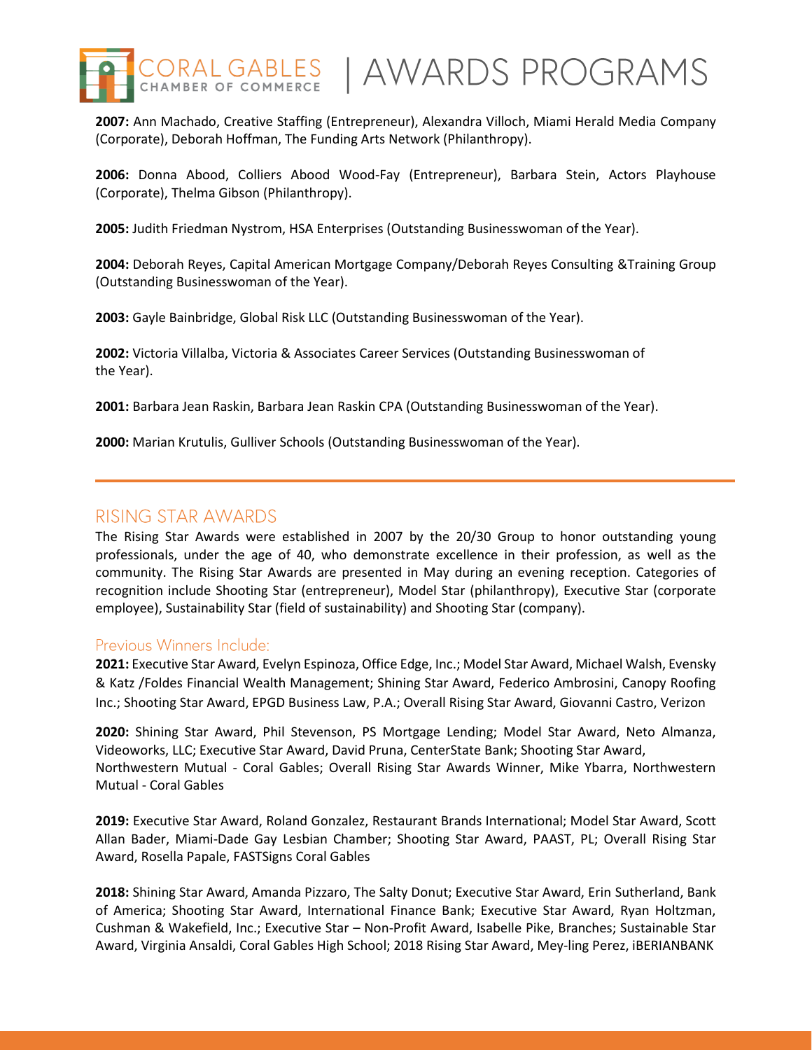**2007:** Ann Machado, Creative Staffing (Entrepreneur), Alexandra Villoch, Miami Herald Media Company (Corporate), Deborah Hoffman, The Funding Arts Network (Philanthropy).

**2006:** Donna Abood, Colliers Abood Wood-Fay (Entrepreneur), Barbara Stein, Actors Playhouse (Corporate), Thelma Gibson (Philanthropy).

**2005:** Judith Friedman Nystrom, HSA Enterprises (Outstanding Businesswoman of the Year).

**2004:** Deborah Reyes, Capital American Mortgage Company/Deborah Reyes Consulting &Training Group (Outstanding Businesswoman of the Year).

**2003:** Gayle Bainbridge, Global Risk LLC (Outstanding Businesswoman of the Year).

**2002:** Victoria Villalba, Victoria & Associates Career Services (Outstanding Businesswoman of the Year).

**2001:** Barbara Jean Raskin, Barbara Jean Raskin CPA (Outstanding Businesswoman of the Year).

**2000:** Marian Krutulis, Gulliver Schools (Outstanding Businesswoman of the Year).

---

## RISING STAR AWARDS

The Rising Star Awards were established in 2007 by the 20/30 Group to honor outstanding young professionals, under the age of 40, who demonstrate excellence in their profession, as well as the community. The Rising Star Awards are presented in May during an evening reception. Categories of recognition include Shooting Star (entrepreneur), Model Star (philanthropy), Executive Star (corporate employee), Sustainability Star (field of sustainability) and Shooting Star (company).

### Previous Winners Include:

**2021:** Executive Star Award, Evelyn Espinoza, Office Edge, Inc.; Model Star Award, Michael Walsh, Evensky & Katz /Foldes Financial Wealth Management; Shining Star Award, Federico Ambrosini, Canopy Roofing Inc.; Shooting Star Award, EPGD Business Law, P.A.; Overall Rising Star Award, Giovanni Castro, Verizon

**2020:** Shining Star Award, Phil Stevenson, PS Mortgage Lending; Model Star Award, Neto Almanza, Videoworks, LLC; Executive Star Award, David Pruna, CenterState Bank; Shooting Star Award, Northwestern Mutual - Coral Gables; Overall Rising Star Awards Winner, Mike Ybarra, Northwestern Mutual - Coral Gables

**2019:** Executive Star Award, Roland Gonzalez, Restaurant Brands International; Model Star Award, Scott Allan Bader, Miami-Dade Gay Lesbian Chamber; Shooting Star Award, PAAST, PL; Overall Rising Star Award, Rosella Papale, FASTSigns Coral Gables

**2018:** Shining Star Award, Amanda Pizzaro, The Salty Donut; Executive Star Award, Erin Sutherland, Bank of America; Shooting Star Award, International Finance Bank; Executive Star Award, Ryan Holtzman, Cushman & Wakefield, Inc.; Executive Star – Non-Profit Award, Isabelle Pike, Branches; Sustainable Star Award, Virginia Ansaldi, Coral Gables High School; 2018 Rising Star Award, Mey-ling Perez, iBERIANBANK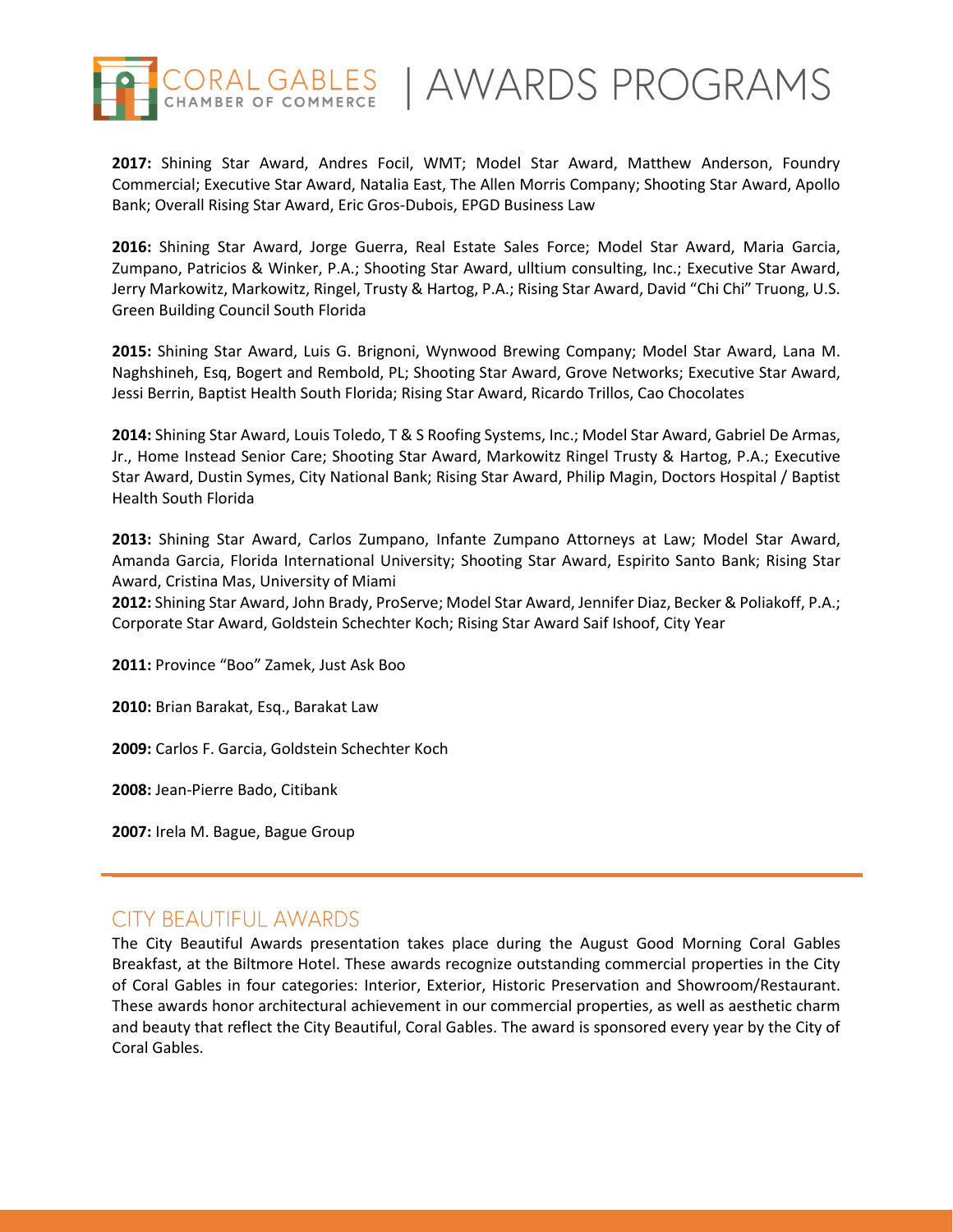**2017:** Shining Star Award, Andres Focil, WMT; Model Star Award, Matthew Anderson, Foundry Commercial; Executive Star Award, Natalia East, The Allen Morris Company; Shooting Star Award, Apollo Bank; Overall Rising Star Award, Eric Gros-Dubois, EPGD Business Law

**2016:** Shining Star Award, Jorge Guerra, Real Estate Sales Force; Model Star Award, Maria Garcia, Zumpano, Patricios & Winker, P.A.; Shooting Star Award, ulltium consulting, Inc.; Executive Star Award, Jerry Markowitz, Markowitz, Ringel, Trusty & Hartog, P.A.; Rising Star Award, David "Chi Chi" Truong, U.S. Green Building Council South Florida

**2015:** Shining Star Award, Luis G. Brignoni, Wynwood Brewing Company; Model Star Award, Lana M. Naghshineh, Esq, Bogert and Rembold, PL; Shooting Star Award, Grove Networks; Executive Star Award, Jessi Berrin, Baptist Health South Florida; Rising Star Award, Ricardo Trillos, Cao Chocolates

**2014:** Shining Star Award, Louis Toledo, T & S Roofing Systems, Inc.; Model Star Award, Gabriel De Armas, Jr., Home Instead Senior Care; Shooting Star Award, Markowitz Ringel Trusty & Hartog, P.A.; Executive Star Award, Dustin Symes, City National Bank; Rising Star Award, Philip Magin, Doctors Hospital / Baptist Health South Florida

**2013:** Shining Star Award, Carlos Zumpano, Infante Zumpano Attorneys at Law; Model Star Award, Amanda Garcia, Florida International University; Shooting Star Award, Espirito Santo Bank; Rising Star Award, Cristina Mas, University of Miami

**2012:** Shining Star Award, John Brady, ProServe; Model Star Award, Jennifer Diaz, Becker & Poliakoff, P.A.; Corporate Star Award, Goldstein Schechter Koch; Rising Star Award Saif Ishoof, City Year

**2011:** Province "Boo" Zamek, Just Ask Boo

**2010:** Brian Barakat, Esq., Barakat Law

**2009:** Carlos F. Garcia, Goldstein Schechter Koch

**2008:** Jean-Pierre Bado, Citibank

**2007:** Irela M. Bague, Bague Group

## CITY BEAUTIFUL AWARDS

The City Beautiful Awards presentation takes place during the August Good Morning Coral Gables Breakfast, at the Biltmore Hotel. These awards recognize outstanding commercial properties in the City of Coral Gables in four categories: Interior, Exterior, Historic Preservation and Showroom/Restaurant. These awards honor architectural achievement in our commercial properties, as well as aesthetic charm and beauty that reflect the City Beautiful, Coral Gables. The award is sponsored every year by the City of Coral Gables.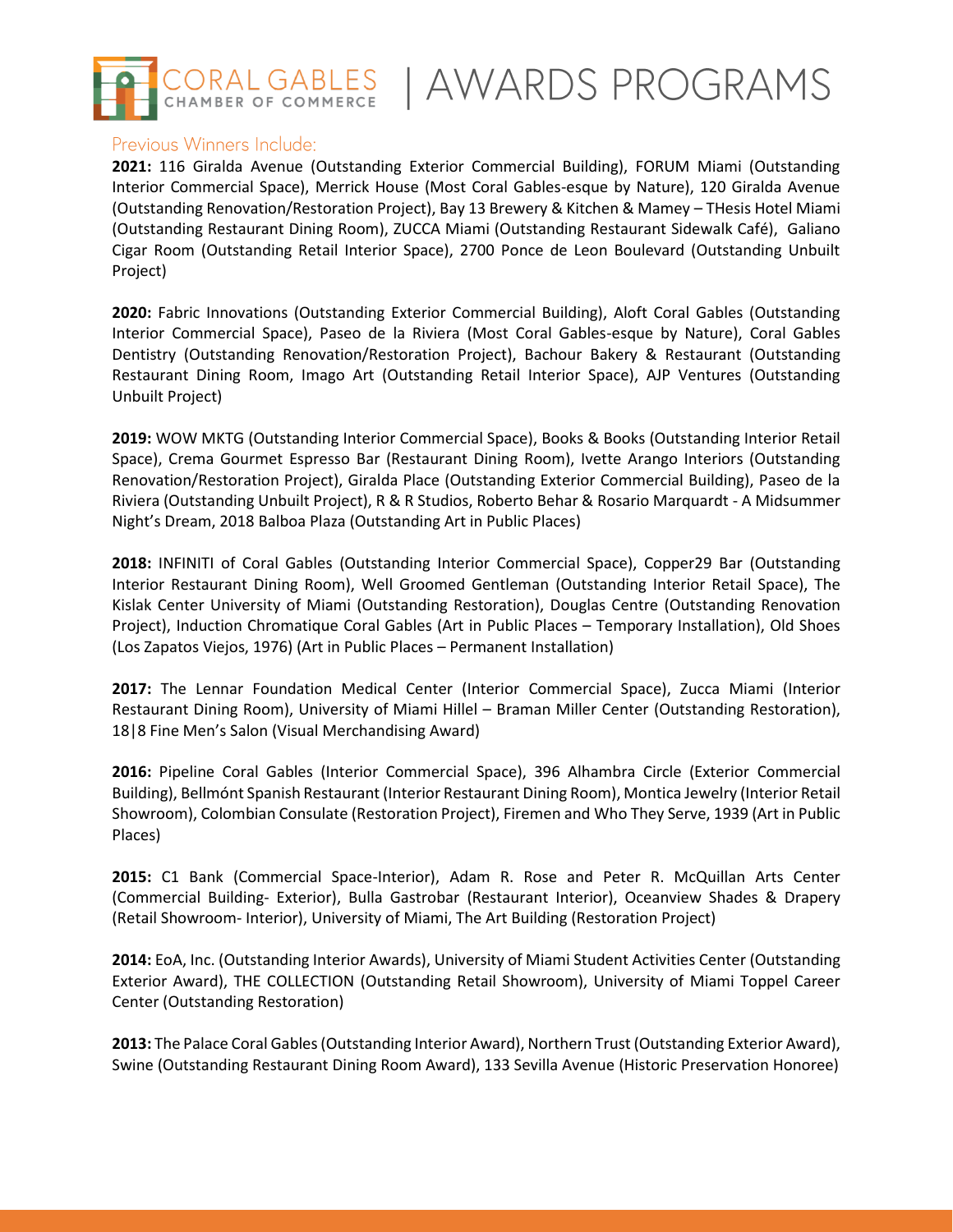# CORAL GABLES CHAMBER OF COMMERCE | AWARDS PROGRAMS

## Previous Winners Include:

**2021:** 116 Giralda Avenue (Outstanding Exterior Commercial Building), FORUM Miami (Outstanding Interior Commercial Space), Merrick House (Most Coral Gables-esque by Nature), 120 Giralda Avenue (Outstanding Renovation/Restoration Project), Bay 13 Brewery & Kitchen & Mamey – THesis Hotel Miami (Outstanding Restaurant Dining Room), ZUCCA Miami (Outstanding Restaurant Sidewalk Café), Galiano Cigar Room (Outstanding Retail Interior Space), 2700 Ponce de Leon Boulevard (Outstanding Unbuilt Project)

**2020:** Fabric Innovations (Outstanding Exterior Commercial Building), Aloft Coral Gables (Outstanding Interior Commercial Space), Paseo de la Riviera (Most Coral Gables-esque by Nature), Coral Gables Dentistry (Outstanding Renovation/Restoration Project), Bachour Bakery & Restaurant (Outstanding Restaurant Dining Room, Imago Art (Outstanding Retail Interior Space), AJP Ventures (Outstanding Unbuilt Project)

**2019:** WOW MKTG (Outstanding Interior Commercial Space), Books & Books (Outstanding Interior Retail Space), Crema Gourmet Espresso Bar (Restaurant Dining Room), Ivette Arango Interiors (Outstanding Renovation/Restoration Project), Giralda Place (Outstanding Exterior Commercial Building), Paseo de la Riviera (Outstanding Unbuilt Project), R & R Studios, Roberto Behar & Rosario Marquardt - A Midsummer Night's Dream, 2018 Balboa Plaza (Outstanding Art in Public Places)

**2018:** INFINITI of Coral Gables (Outstanding Interior Commercial Space), Copper29 Bar (Outstanding Interior Restaurant Dining Room), Well Groomed Gentleman (Outstanding Interior Retail Space), The Kislak Center University of Miami (Outstanding Restoration), Douglas Centre (Outstanding Renovation Project), Induction Chromatique Coral Gables (Art in Public Places – Temporary Installation), Old Shoes (Los Zapatos Viejos, 1976) (Art in Public Places – Permanent Installation)

**2017:** The Lennar Foundation Medical Center (Interior Commercial Space), Zucca Miami (Interior Restaurant Dining Room), University of Miami Hillel – Braman Miller Center (Outstanding Restoration), 18|8 Fine Men's Salon (Visual Merchandising Award)

**2016:** Pipeline Coral Gables (Interior Commercial Space), 396 Alhambra Circle (Exterior Commercial Building), Bellmónt Spanish Restaurant (Interior Restaurant Dining Room), Montica Jewelry (Interior Retail Showroom), Colombian Consulate (Restoration Project), Firemen and Who They Serve, 1939 (Art in Public Places)

**2015:** C1 Bank (Commercial Space-Interior), Adam R. Rose and Peter R. McQuillan Arts Center (Commercial Building- Exterior), Bulla Gastrobar (Restaurant Interior), Oceanview Shades & Drapery (Retail Showroom- Interior), University of Miami, The Art Building (Restoration Project)

**2014:** EoA, Inc. (Outstanding Interior Awards), University of Miami Student Activities Center (Outstanding Exterior Award), THE COLLECTION (Outstanding Retail Showroom), University of Miami Toppel Career Center (Outstanding Restoration)

**2013:** The Palace Coral Gables (Outstanding Interior Award), Northern Trust (Outstanding Exterior Award), Swine (Outstanding Restaurant Dining Room Award), 133 Sevilla Avenue (Historic Preservation Honoree)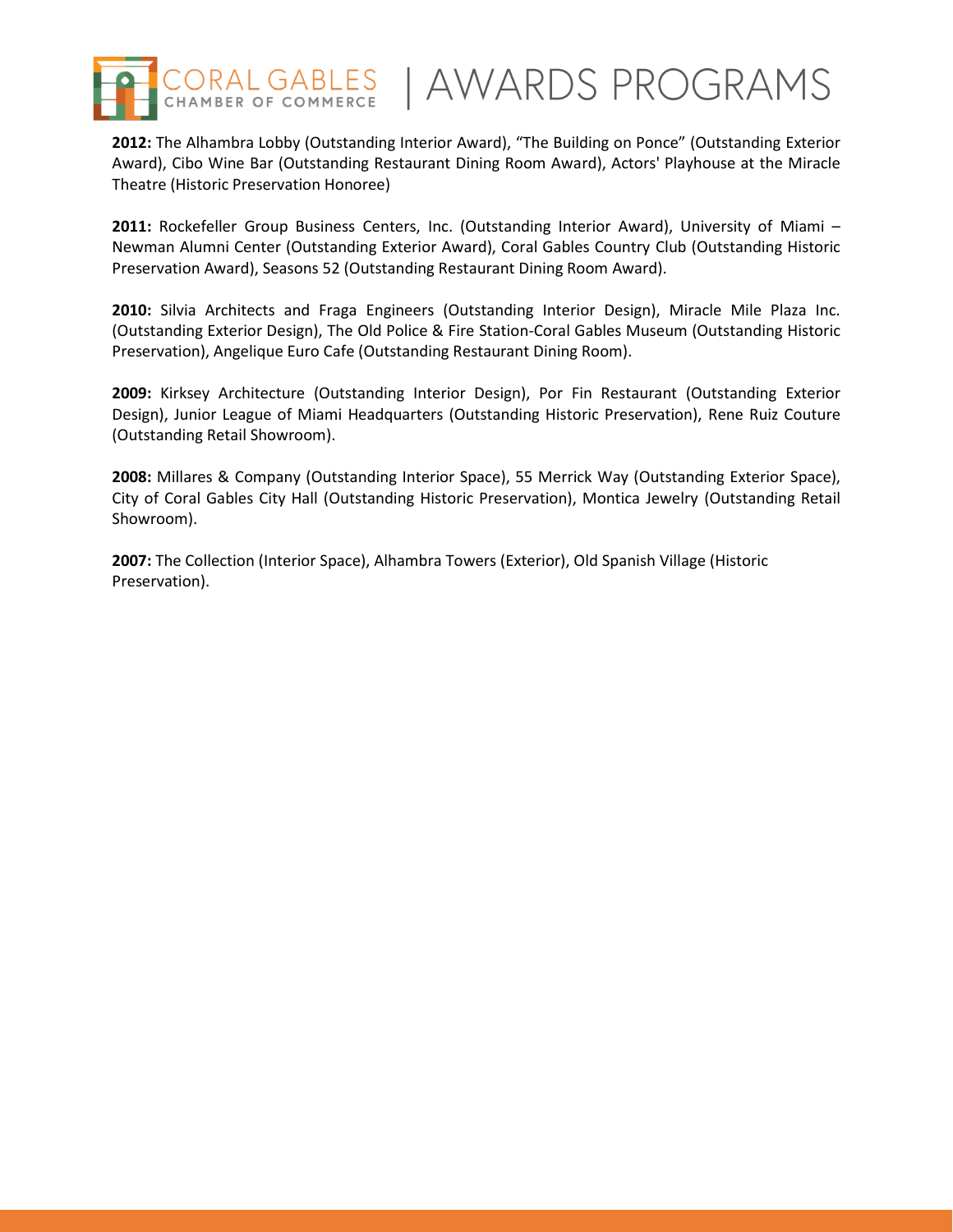**2012:** The Alhambra Lobby (Outstanding Interior Award), "The Building on Ponce" (Outstanding Exterior Award), Cibo Wine Bar (Outstanding Restaurant Dining Room Award), Actors' Playhouse at the Miracle Theatre (Historic Preservation Honoree)

**2011:** Rockefeller Group Business Centers, Inc. (Outstanding Interior Award), University of Miami – Newman Alumni Center (Outstanding Exterior Award), Coral Gables Country Club (Outstanding Historic Preservation Award), Seasons 52 (Outstanding Restaurant Dining Room Award).

**2010:** Silvia Architects and Fraga Engineers (Outstanding Interior Design), Miracle Mile Plaza Inc. (Outstanding Exterior Design), The Old Police & Fire Station-Coral Gables Museum (Outstanding Historic Preservation), Angelique Euro Cafe (Outstanding Restaurant Dining Room).

**2009:** Kirksey Architecture (Outstanding Interior Design), Por Fin Restaurant (Outstanding Exterior Design), Junior League of Miami Headquarters (Outstanding Historic Preservation), Rene Ruiz Couture (Outstanding Retail Showroom).

**2008:** Millares & Company (Outstanding Interior Space), 55 Merrick Way (Outstanding Exterior Space), City of Coral Gables City Hall (Outstanding Historic Preservation), Montica Jewelry (Outstanding Retail Showroom).

**2007:** The Collection (Interior Space), Alhambra Towers (Exterior), Old Spanish Village (Historic Preservation).